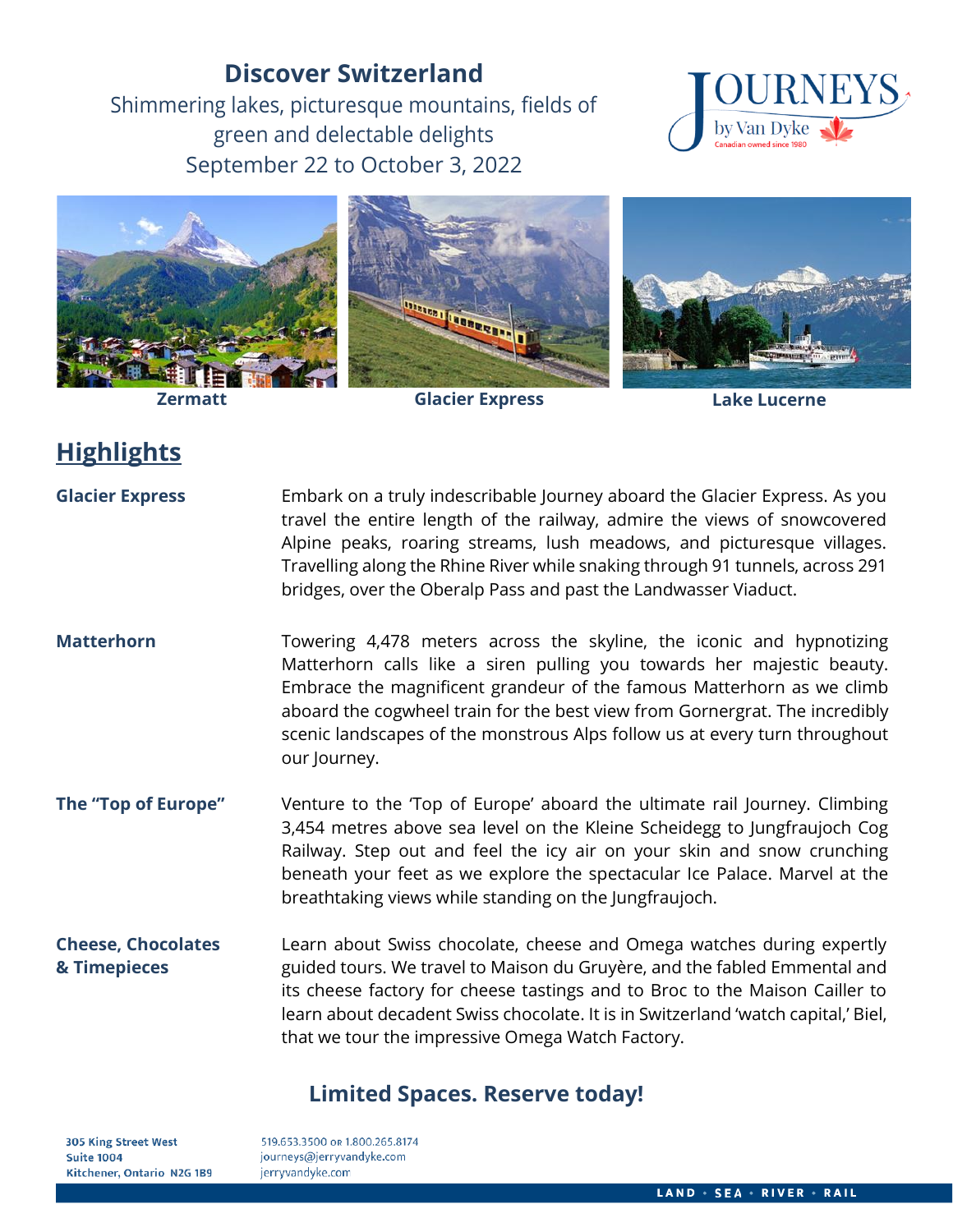# Discover Switzerland

Shimmering lakes, picturesque mountains, fields of green and delectable delights

September 22 to October 3, 2022

JOURNEYS by Van Dyke
Canadian owned since 1980

**Zermatt** **Glacier Express** **Lake Lucerne**

## Highlights

**Glacier Express**

Embark on a truly indescribable Journey aboard the Glacier Express. As you travel the entire length of the railway, admire the views of snowcovered Alpine peaks, roaring streams, lush meadows, and picturesque villages. Travelling along the Rhine River while snaking through 91 tunnels, across 291 bridges, over the Oberalp Pass and past the Landwasser Viaduct.

**Matterhorn**

Towering 4,478 meters across the skyline, the iconic and hypnotizing Matterhorn calls like a siren pulling you towards her majestic beauty. Embrace the magnificent grandeur of the famous Matterhorn as we climb aboard the cogwheel train for the best view from Gornergrat. The incredibly scenic landscapes of the monstrous Alps follow us at every turn throughout our Journey.

**The "Top of Europe"**

Venture to the 'Top of Europe' aboard the ultimate rail Journey. Climbing 3,454 metres above sea level on the Kleine Scheidegg to Jungfraujoch Cog Railway. Step out and feel the icy air on your skin and snow crunching beneath your feet as we explore the spectacular Ice Palace. Marvel at the breathtaking views while standing on the Jungfraujoch.

**Cheese, Chocolates & Timepieces**

Learn about Swiss chocolate, cheese and Omega watches during expertly guided tours. We travel to Maison du Gruyère, and the fabled Emmental and its cheese factory for cheese tastings and to Broc to the Maison Cailler to learn about decadent Swiss chocolate. It is in Switzerland 'watch capital,' Biel, that we tour the impressive Omega Watch Factory.

**Limited Spaces. Reserve today!**

305 King Street West
Suite 1004
Kitchener, Ontario N2G 1B9

519.653.3500 or 1.800.265.8174
journeys@jerryvandyke.com
jerryvandyke.com

LAND • SEA • RIVER • RAIL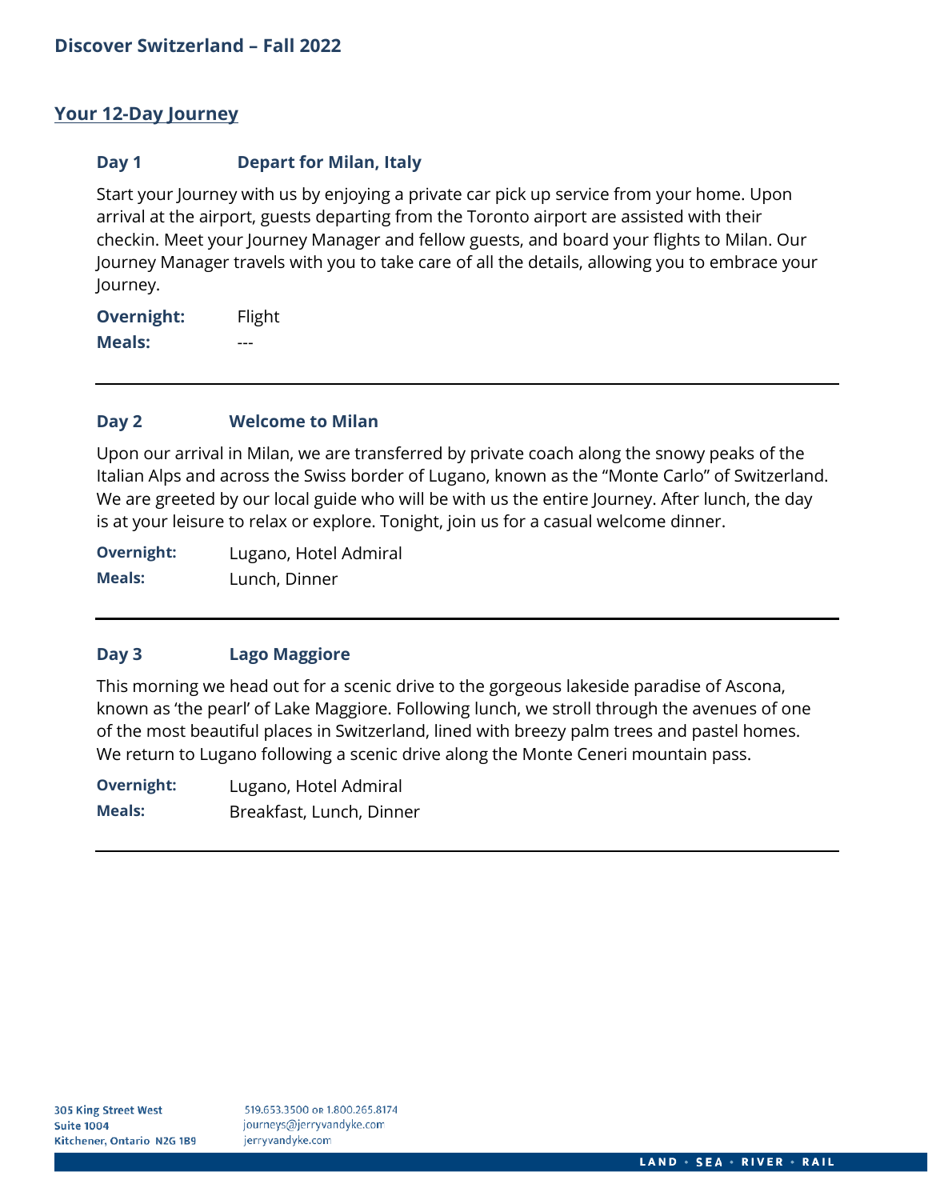## Discover Switzerland – Fall 2022

### Your 12-Day Journey

**Day 1** **Depart for Milan, Italy**

Start your Journey with us by enjoying a private car pick up service from your home. Upon arrival at the airport, guests departing from the Toronto airport are assisted with their checkin. Meet your Journey Manager and fellow guests, and board your flights to Milan. Our Journey Manager travels with you to take care of all the details, allowing you to embrace your Journey.

**Overnight:** Flight
**Meals:** ---

---

**Day 2** **Welcome to Milan**

Upon our arrival in Milan, we are transferred by private coach along the snowy peaks of the Italian Alps and across the Swiss border of Lugano, known as the "Monte Carlo" of Switzerland. We are greeted by our local guide who will be with us the entire Journey. After lunch, the day is at your leisure to relax or explore. Tonight, join us for a casual welcome dinner.

**Overnight:** Lugano, Hotel Admiral
**Meals:** Lunch, Dinner

---

**Day 3** **Lago Maggiore**

This morning we head out for a scenic drive to the gorgeous lakeside paradise of Ascona, known as 'the pearl' of Lake Maggiore. Following lunch, we stroll through the avenues of one of the most beautiful places in Switzerland, lined with breezy palm trees and pastel homes. We return to Lugano following a scenic drive along the Monte Ceneri mountain pass.

**Overnight:** Lugano, Hotel Admiral
**Meals:** Breakfast, Lunch, Dinner

---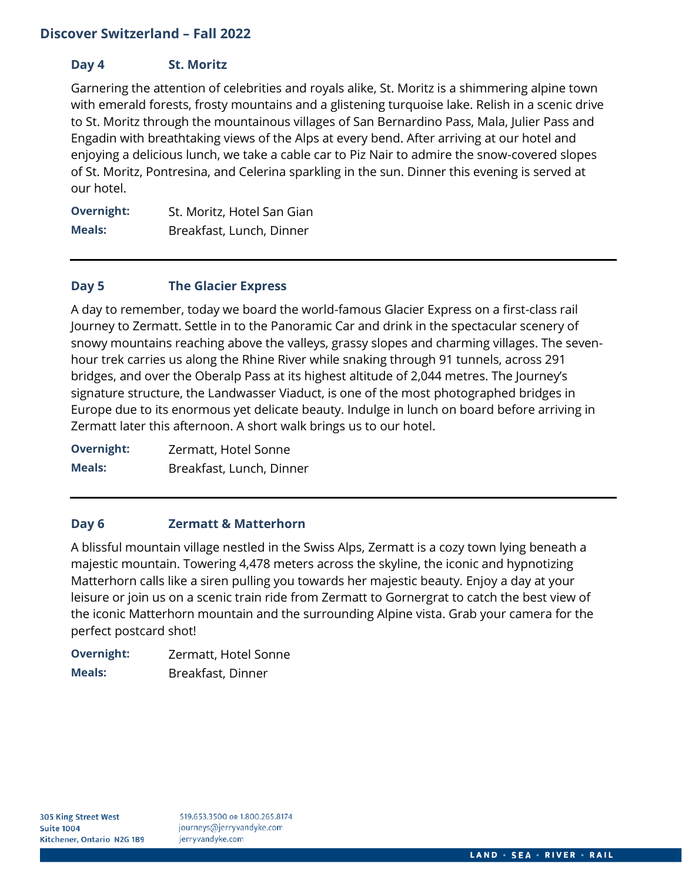## Day 4 St. Moritz

Garnering the attention of celebrities and royals alike, St. Moritz is a shimmering alpine town with emerald forests, frosty mountains and a glistening turquoise lake. Relish in a scenic drive to St. Moritz through the mountainous villages of San Bernardino Pass, Mala, Julier Pass and Engadin with breathtaking views of the Alps at every bend. After arriving at our hotel and enjoying a delicious lunch, we take a cable car to Piz Nair to admire the snow-covered slopes of St. Moritz, Pontresina, and Celerina sparkling in the sun. Dinner this evening is served at our hotel.

**Overnight:** St. Moritz, Hotel San Gian
**Meals:** Breakfast, Lunch, Dinner

---

## Day 5 The Glacier Express

A day to remember, today we board the world-famous Glacier Express on a first-class rail Journey to Zermatt. Settle in to the Panoramic Car and drink in the spectacular scenery of snowy mountains reaching above the valleys, grassy slopes and charming villages. The seven-hour trek carries us along the Rhine River while snaking through 91 tunnels, across 291 bridges, and over the Oberalp Pass at its highest altitude of 2,044 metres. The Journey's signature structure, the Landwasser Viaduct, is one of the most photographed bridges in Europe due to its enormous yet delicate beauty. Indulge in lunch on board before arriving in Zermatt later this afternoon. A short walk brings us to our hotel.

**Overnight:** Zermatt, Hotel Sonne
**Meals:** Breakfast, Lunch, Dinner

---

## Day 6 Zermatt & Matterhorn

A blissful mountain village nestled in the Swiss Alps, Zermatt is a cozy town lying beneath a majestic mountain. Towering 4,478 meters across the skyline, the iconic and hypnotizing Matterhorn calls like a siren pulling you towards her majestic beauty. Enjoy a day at your leisure or join us on a scenic train ride from Zermatt to Gornergrat to catch the best view of the iconic Matterhorn mountain and the surrounding Alpine vista. Grab your camera for the perfect postcard shot!

**Overnight:** Zermatt, Hotel Sonne
**Meals:** Breakfast, Dinner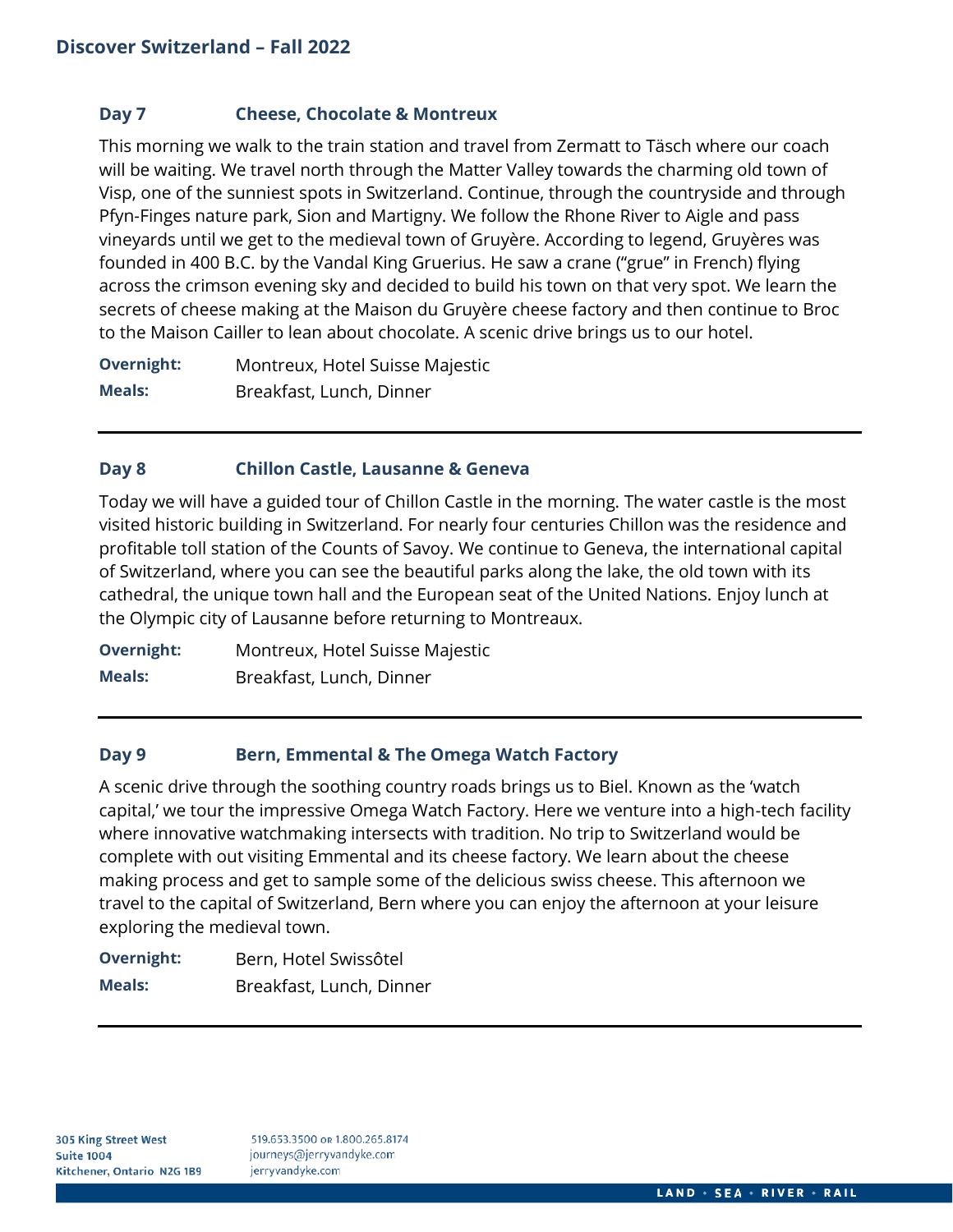## Day 7 Cheese, Chocolate & Montreux

This morning we walk to the train station and travel from Zermatt to Täsch where our coach will be waiting. We travel north through the Matter Valley towards the charming old town of Visp, one of the sunniest spots in Switzerland. Continue, through the countryside and through Pfyn-Finges nature park, Sion and Martigny. We follow the Rhone River to Aigle and pass vineyards until we get to the medieval town of Gruyère. According to legend, Gruyères was founded in 400 B.C. by the Vandal King Gruerius. He saw a crane ("grue" in French) flying across the crimson evening sky and decided to build his town on that very spot. We learn the secrets of cheese making at the Maison du Gruyère cheese factory and then continue to Broc to the Maison Cailler to lean about chocolate. A scenic drive brings us to our hotel.

**Overnight:** Montreux, Hotel Suisse Majestic
**Meals:** Breakfast, Lunch, Dinner

---

## Day 8 Chillon Castle, Lausanne & Geneva

Today we will have a guided tour of Chillon Castle in the morning. The water castle is the most visited historic building in Switzerland. For nearly four centuries Chillon was the residence and profitable toll station of the Counts of Savoy. We continue to Geneva, the international capital of Switzerland, where you can see the beautiful parks along the lake, the old town with its cathedral, the unique town hall and the European seat of the United Nations. Enjoy lunch at the Olympic city of Lausanne before returning to Montreaux.

**Overnight:** Montreux, Hotel Suisse Majestic
**Meals:** Breakfast, Lunch, Dinner

---

## Day 9 Bern, Emmental & The Omega Watch Factory

A scenic drive through the soothing country roads brings us to Biel. Known as the 'watch capital,' we tour the impressive Omega Watch Factory. Here we venture into a high-tech facility where innovative watchmaking intersects with tradition. No trip to Switzerland would be complete with out visiting Emmental and its cheese factory. We learn about the cheese making process and get to sample some of the delicious swiss cheese. This afternoon we travel to the capital of Switzerland, Bern where you can enjoy the afternoon at your leisure exploring the medieval town.

**Overnight:** Bern, Hotel Swissôtel
**Meals:** Breakfast, Lunch, Dinner

---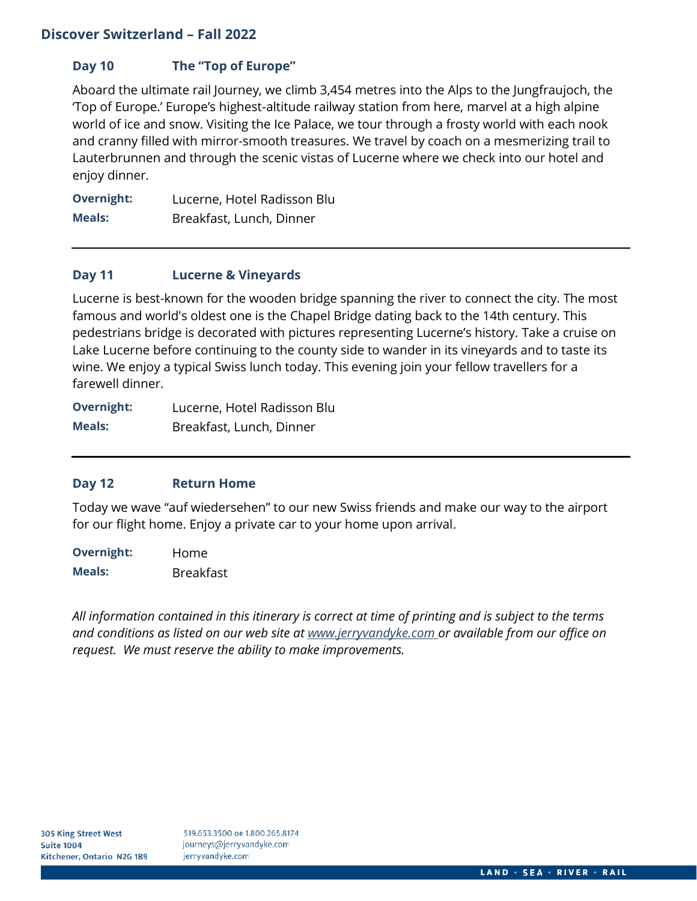### Day 10 The "Top of Europe"

Aboard the ultimate rail Journey, we climb 3,454 metres into the Alps to the Jungfraujoch, the 'Top of Europe.' Europe's highest-altitude railway station from here, marvel at a high alpine world of ice and snow. Visiting the Ice Palace, we tour through a frosty world with each nook and cranny filled with mirror-smooth treasures. We travel by coach on a mesmerizing trail to Lauterbrunnen and through the scenic vistas of Lucerne where we check into our hotel and enjoy dinner.

**Overnight:** Lucerne, Hotel Radisson Blu
**Meals:** Breakfast, Lunch, Dinner

---

### Day 11 Lucerne & Vineyards

Lucerne is best-known for the wooden bridge spanning the river to connect the city. The most famous and world's oldest one is the Chapel Bridge dating back to the 14th century. This pedestrians bridge is decorated with pictures representing Lucerne's history. Take a cruise on Lake Lucerne before continuing to the county side to wander in its vineyards and to taste its wine. We enjoy a typical Swiss lunch today. This evening join your fellow travellers for a farewell dinner.

**Overnight:** Lucerne, Hotel Radisson Blu
**Meals:** Breakfast, Lunch, Dinner

---

### Day 12 Return Home

Today we wave "auf wiedersehen" to our new Swiss friends and make our way to the airport for our flight home. Enjoy a private car to your home upon arrival.

**Overnight:** Home
**Meals:** Breakfast

*All information contained in this itinerary is correct at time of printing and is subject to the terms and conditions as listed on our web site at www.jerryvandyke.com or available from our office on request. We must reserve the ability to make improvements.*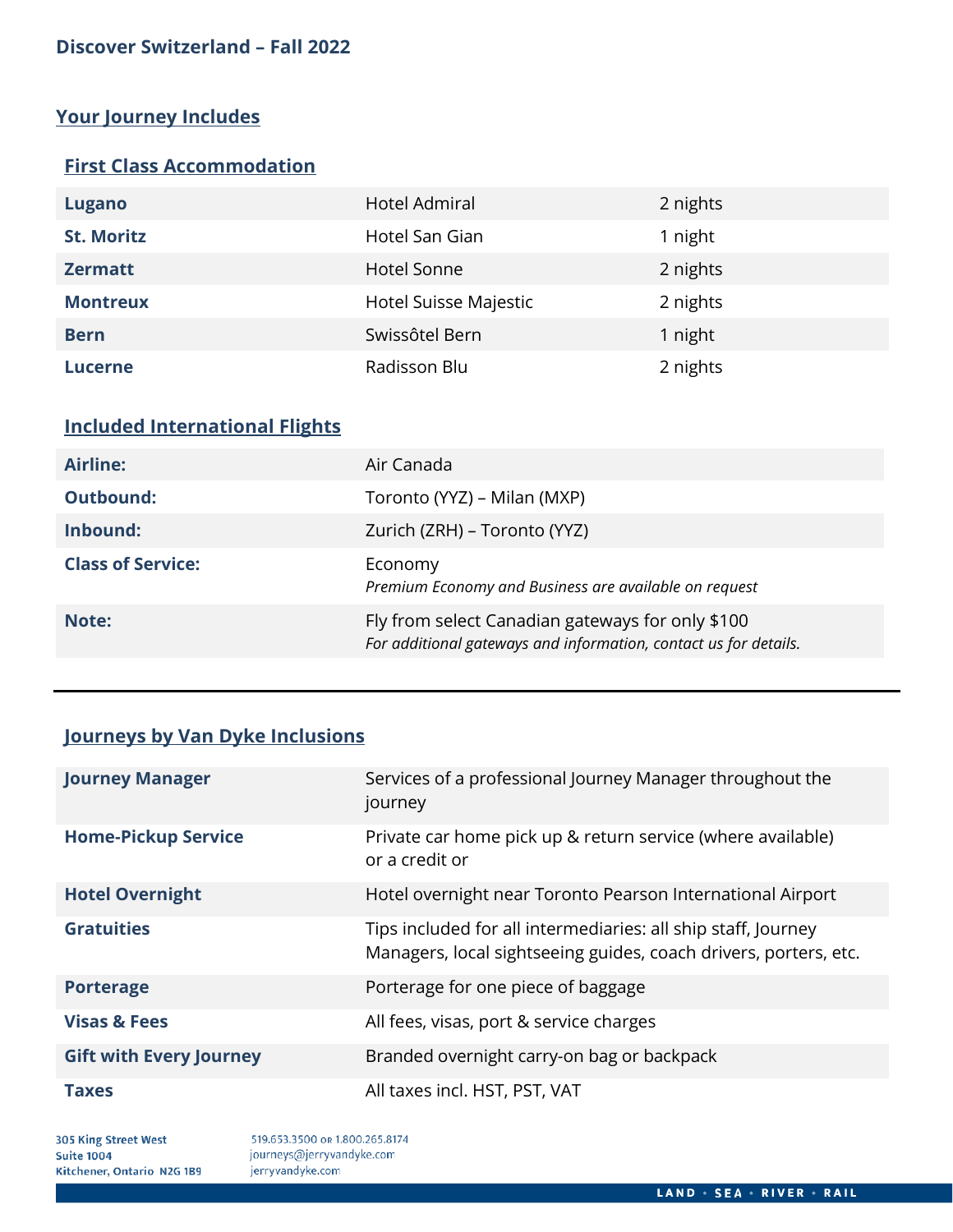## Discover Switzerland – Fall 2022

### Your Journey Includes

#### First Class Accommodation

| | | |
|---|---|---|
| **Lugano** | Hotel Admiral | 2 nights |
| **St. Moritz** | Hotel San Gian | 1 night |
| **Zermatt** | Hotel Sonne | 2 nights |
| **Montreux** | Hotel Suisse Majestic | 2 nights |
| **Bern** | Swissôtel Bern | 1 night |
| **Lucerne** | Radisson Blu | 2 nights |

#### Included International Flights

| | |
|---|---|
| **Airline:** | Air Canada |
| **Outbound:** | Toronto (YYZ) – Milan (MXP) |
| **Inbound:** | Zurich (ZRH) – Toronto (YYZ) |
| **Class of Service:** | Economy *Premium Economy and Business are available on request* |
| **Note:** | Fly from select Canadian gateways for only $100 *For additional gateways and information, contact us for details.* |

---

#### Journeys by Van Dyke Inclusions

| | |
|---|---|
| **Journey Manager** | Services of a professional Journey Manager throughout the journey |
| **Home-Pickup Service** | Private car home pick up & return service (where available) or a credit or |
| **Hotel Overnight** | Hotel overnight near Toronto Pearson International Airport |
| **Gratuities** | Tips included for all intermediaries: all ship staff, Journey Managers, local sightseeing guides, coach drivers, porters, etc. |
| **Porterage** | Porterage for one piece of baggage |
| **Visas & Fees** | All fees, visas, port & service charges |
| **Gift with Every Journey** | Branded overnight carry-on bag or backpack |
| **Taxes** | All taxes incl. HST, PST, VAT |

305 King Street West
Suite 1004
Kitchener, Ontario N2G 1B9

519.653.3500 or 1.800.265.8174
journeys@jerryvandyke.com
jerryvandyke.com

LAND • SEA • RIVER • RAIL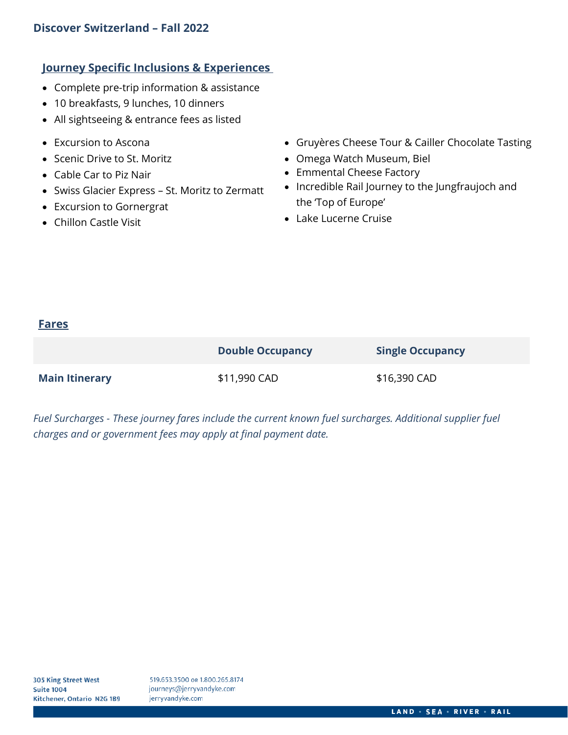## Discover Switzerland – Fall 2022

### Journey Specific Inclusions & Experiences

- Complete pre-trip information & assistance
- 10 breakfasts, 9 lunches, 10 dinners
- All sightseeing & entrance fees as listed

- Excursion to Ascona
- Scenic Drive to St. Moritz
- Cable Car to Piz Nair
- Swiss Glacier Express – St. Moritz to Zermatt
- Excursion to Gornergrat
- Chillon Castle Visit
- Gruyères Cheese Tour & Cailler Chocolate Tasting
- Omega Watch Museum, Biel
- Emmental Cheese Factory
- Incredible Rail Journey to the Jungfraujoch and the 'Top of Europe'
- Lake Lucerne Cruise

### Fares

| | Double Occupancy | Single Occupancy |
|---|---|---|
| **Main Itinerary** | $11,990 CAD | $16,390 CAD |

*Fuel Surcharges - These journey fares include the current known fuel surcharges. Additional supplier fuel charges and or government fees may apply at final payment date.*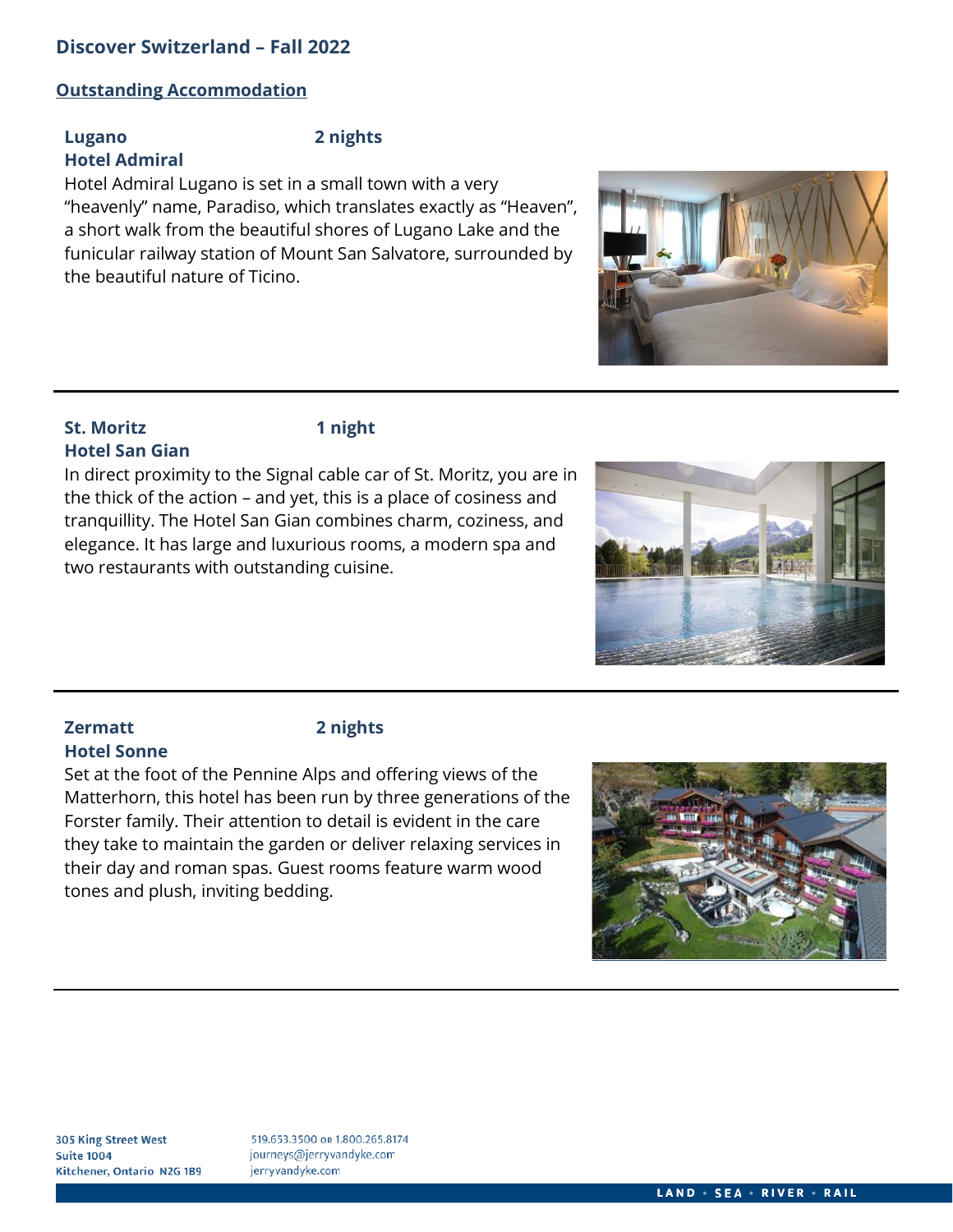## Discover Switzerland – Fall 2022

### Outstanding Accommodation

**Lugano** **2 nights**
**Hotel Admiral**

Hotel Admiral Lugano is set in a small town with a very "heavenly" name, Paradiso, which translates exactly as "Heaven", a short walk from the beautiful shores of Lugano Lake and the funicular railway station of Mount San Salvatore, surrounded by the beautiful nature of Ticino.

---

**St. Moritz** **1 night**
**Hotel San Gian**

In direct proximity to the Signal cable car of St. Moritz, you are in the thick of the action – and yet, this is a place of cosiness and tranquillity. The Hotel San Gian combines charm, coziness, and elegance. It has large and luxurious rooms, a modern spa and two restaurants with outstanding cuisine.

---

**Zermatt** **2 nights**
**Hotel Sonne**

Set at the foot of the Pennine Alps and offering views of the Matterhorn, this hotel has been run by three generations of the Forster family. Their attention to detail is evident in the care they take to maintain the garden or deliver relaxing services in their day and roman spas. Guest rooms feature warm wood tones and plush, inviting bedding.

---

305 King Street West
Suite 1004
Kitchener, Ontario N2G 1B9

519.653.3500 or 1.800.265.8174
journeys@jerryvandyke.com
jerryvandyke.com

LAND • SEA • RIVER • RAIL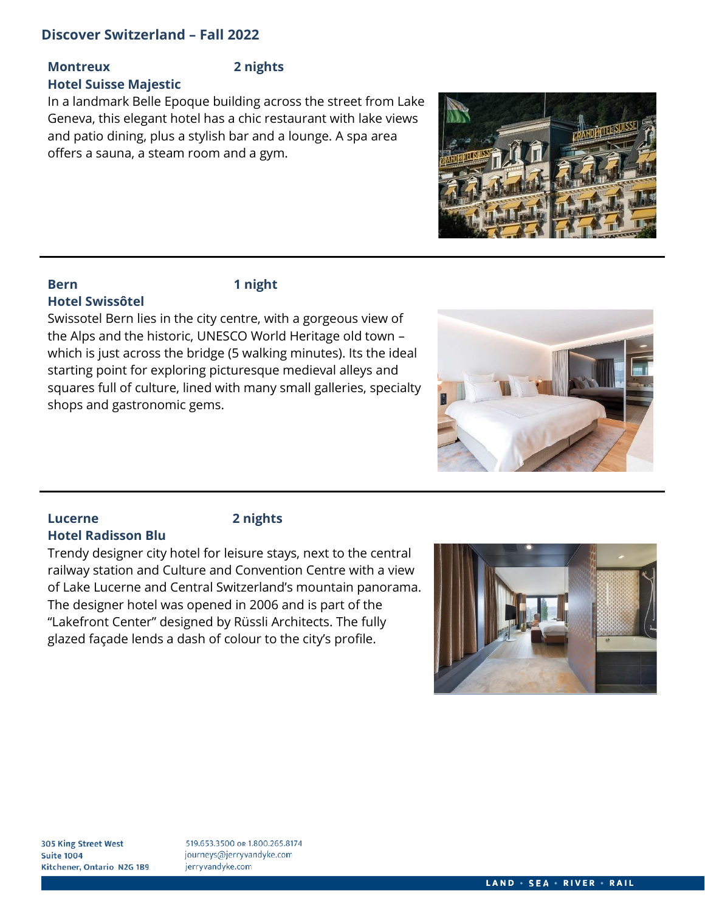## Discover Switzerland – Fall 2022

### Montreux — 2 nights

**Hotel Suisse Majestic**

In a landmark Belle Epoque building across the street from Lake Geneva, this elegant hotel has a chic restaurant with lake views and patio dining, plus a stylish bar and a lounge. A spa area offers a sauna, a steam room and a gym.

---

### Bern — 1 night

**Hotel Swissôtel**

Swissotel Bern lies in the city centre, with a gorgeous view of the Alps and the historic, UNESCO World Heritage old town – which is just across the bridge (5 walking minutes). Its the ideal starting point for exploring picturesque medieval alleys and squares full of culture, lined with many small galleries, specialty shops and gastronomic gems.

---

### Lucerne — 2 nights

**Hotel Radisson Blu**

Trendy designer city hotel for leisure stays, next to the central railway station and Culture and Convention Centre with a view of Lake Lucerne and Central Switzerland's mountain panorama. The designer hotel was opened in 2006 and is part of the "Lakefront Center" designed by Rüssli Architects. The fully glazed façade lends a dash of colour to the city's profile.

305 King Street West
Suite 1004
Kitchener, Ontario N2G 1B9

519.653.3500 or 1.800.265.8174
journeys@jerryvandyke.com
jerryvandyke.com

LAND • SEA • RIVER • RAIL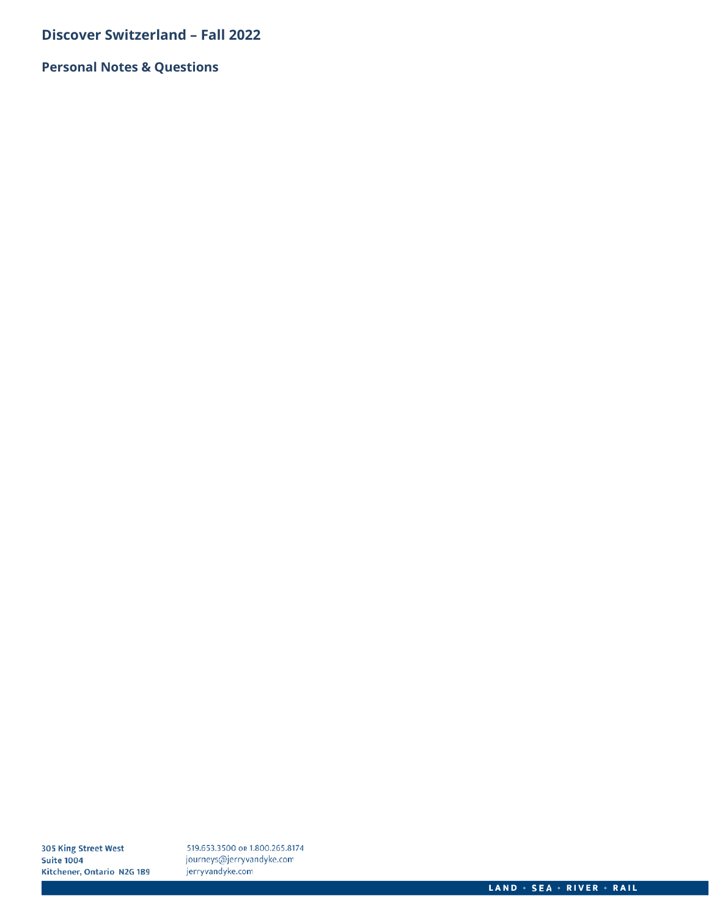## Discover Switzerland – Fall 2022

### Personal Notes & Questions